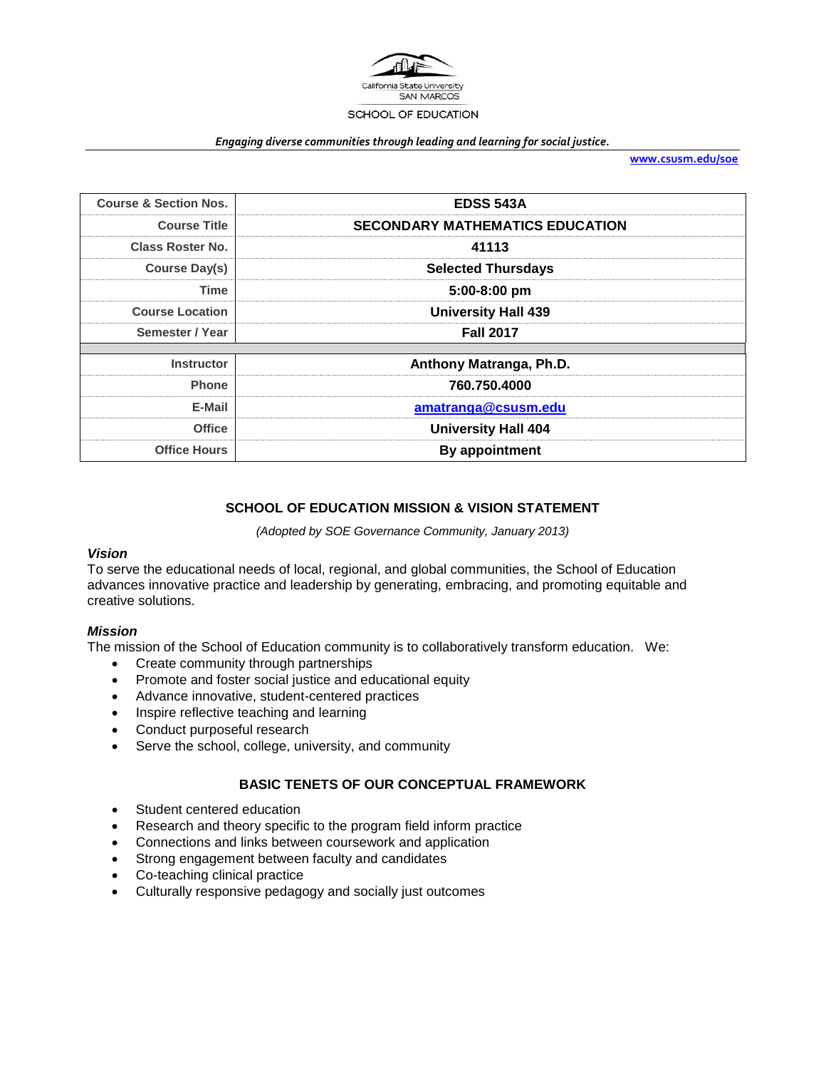California State University SAN MARCOS

SCHOOL OF EDUCATION

*Engaging diverse communities through leading and learning for social justice.*

**www.csusm.edu/soe**

| Course & Section Nos. | EDSS 543A |
|---|---|
| Course Title | SECONDARY MATHEMATICS EDUCATION |
| Class Roster No. | 41113 |
| Course Day(s) | Selected Thursdays |
| Time | 5:00-8:00 pm |
| Course Location | University Hall 439 |
| Semester / Year | Fall 2017 |
| | |
| Instructor | Anthony Matranga, Ph.D. |
| Phone | 760.750.4000 |
| E-Mail | amatranga@csusm.edu |
| Office | University Hall 404 |
| Office Hours | By appointment |

## SCHOOL OF EDUCATION MISSION & VISION STATEMENT

*(Adopted by SOE Governance Community, January 2013)*

### *Vision*

To serve the educational needs of local, regional, and global communities, the School of Education advances innovative practice and leadership by generating, embracing, and promoting equitable and creative solutions.

### *Mission*

The mission of the School of Education community is to collaboratively transform education. We:

- Create community through partnerships
- Promote and foster social justice and educational equity
- Advance innovative, student-centered practices
- Inspire reflective teaching and learning
- Conduct purposeful research
- Serve the school, college, university, and community

## BASIC TENETS OF OUR CONCEPTUAL FRAMEWORK

- Student centered education
- Research and theory specific to the program field inform practice
- Connections and links between coursework and application
- Strong engagement between faculty and candidates
- Co-teaching clinical practice
- Culturally responsive pedagogy and socially just outcomes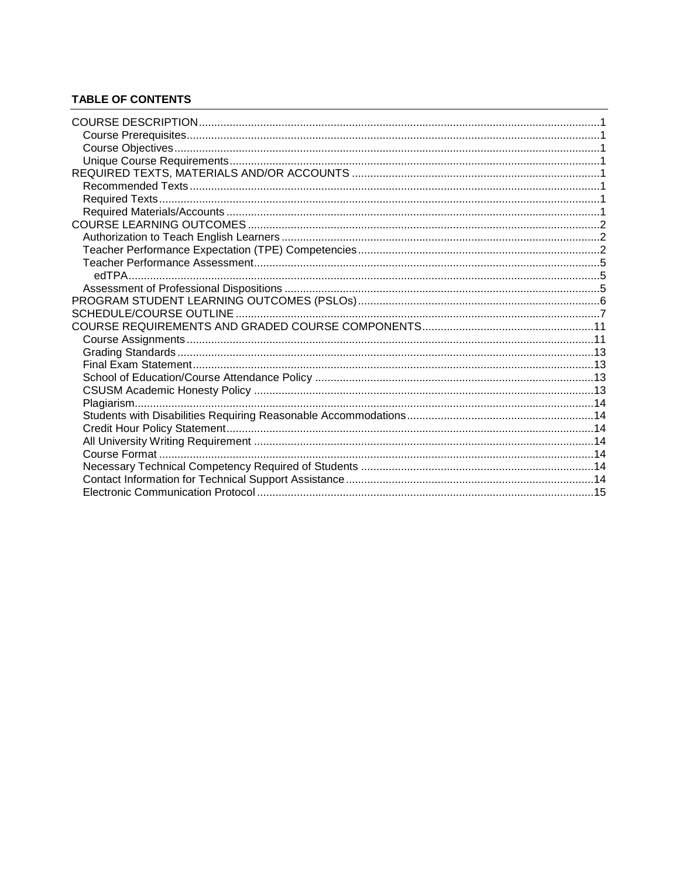**TABLE OF CONTENTS**

COURSE DESCRIPTION ....................................................................................................................................1
- Course Prerequisites....................................................................................................................................1
- Course Objectives........................................................................................................................................1
- Unique Course Requirements......................................................................................................................1

REQUIRED TEXTS, MATERIALS AND/OR ACCOUNTS ..................................................................................1
- Recommended Texts....................................................................................................................................1
- Required Texts.............................................................................................................................................1
- Required Materials/Accounts........................................................................................................................1

COURSE LEARNING OUTCOMES ....................................................................................................................2
- Authorization to Teach English Learners......................................................................................................2
- Teacher Performance Expectation (TPE) Competencies..............................................................................2
- Teacher Performance Assessment...............................................................................................................5
  - edTPA.....................................................................................................................................................5
- Assessment of Professional Dispositions .....................................................................................................5

PROGRAM STUDENT LEARNING OUTCOMES (PSLOs)................................................................................6

SCHEDULE/COURSE OUTLINE ........................................................................................................................7

COURSE REQUIREMENTS AND GRADED COURSE COMPONENTS..........................................................11
- Course Assignments...................................................................................................................................11
- Grading Standards......................................................................................................................................13
- Final Exam Statement.................................................................................................................................13
- School of Education/Course Attendance Policy ..........................................................................................13
- CSUSM Academic Honesty Policy .............................................................................................................13
- Plagiarism...................................................................................................................................................14
- Students with Disabilities Requiring Reasonable Accommodations............................................................14
- Credit Hour Policy Statement......................................................................................................................14
- All University Writing Requirement .............................................................................................................14
- Course Format ...........................................................................................................................................14
- Necessary Technical Competency Required of Students ...........................................................................14
- Contact Information for Technical Support Assistance................................................................................14
- Electronic Communication Protocol ............................................................................................................15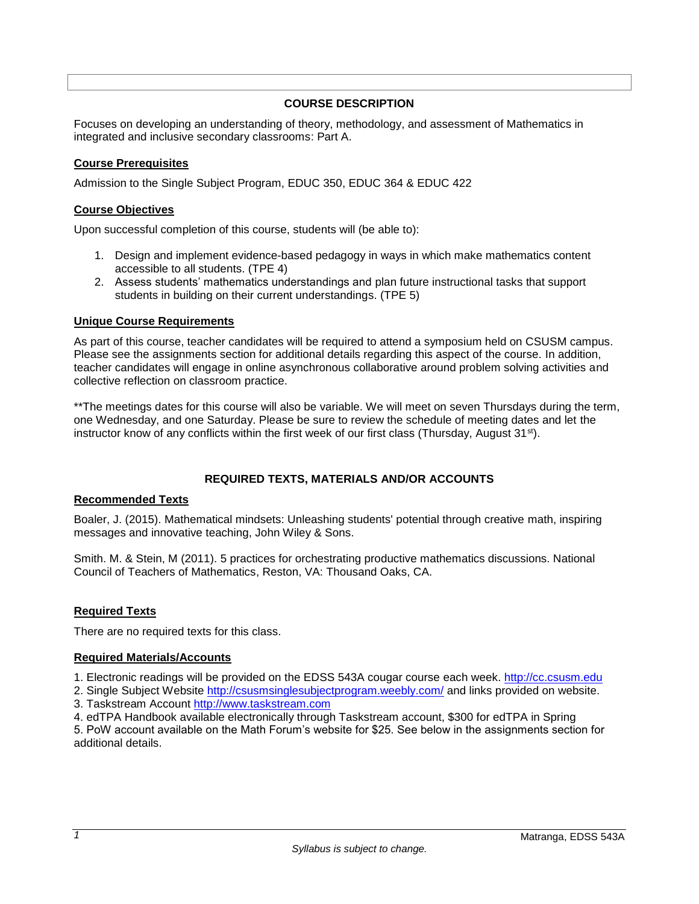## COURSE DESCRIPTION

Focuses on developing an understanding of theory, methodology, and assessment of Mathematics in integrated and inclusive secondary classrooms: Part A.

### Course Prerequisites

Admission to the Single Subject Program, EDUC 350, EDUC 364 & EDUC 422

### Course Objectives

Upon successful completion of this course, students will (be able to):

1. Design and implement evidence-based pedagogy in ways in which make mathematics content accessible to all students. (TPE 4)
2. Assess students' mathematics understandings and plan future instructional tasks that support students in building on their current understandings. (TPE 5)

### Unique Course Requirements

As part of this course, teacher candidates will be required to attend a symposium held on CSUSM campus. Please see the assignments section for additional details regarding this aspect of the course. In addition, teacher candidates will engage in online asynchronous collaborative around problem solving activities and collective reflection on classroom practice.

**The meetings dates for this course will also be variable. We will meet on seven Thursdays during the term, one Wednesday, and one Saturday. Please be sure to review the schedule of meeting dates and let the instructor know of any conflicts within the first week of our first class (Thursday, August 31st).

## REQUIRED TEXTS, MATERIALS AND/OR ACCOUNTS

### Recommended Texts

Boaler, J. (2015). Mathematical mindsets: Unleashing students' potential through creative math, inspiring messages and innovative teaching, John Wiley & Sons.

Smith. M. & Stein, M (2011). 5 practices for orchestrating productive mathematics discussions. National Council of Teachers of Mathematics, Reston, VA: Thousand Oaks, CA.

### Required Texts

There are no required texts for this class.

### Required Materials/Accounts

1. Electronic readings will be provided on the EDSS 543A cougar course each week. http://cc.csusm.edu
2. Single Subject Website http://csusmsinglesubjectprogram.weebly.com/ and links provided on website.
3. Taskstream Account http://www.taskstream.com
4. edTPA Handbook available electronically through Taskstream account, $300 for edTPA in Spring
5. PoW account available on the Math Forum's website for $25. See below in the assignments section for additional details.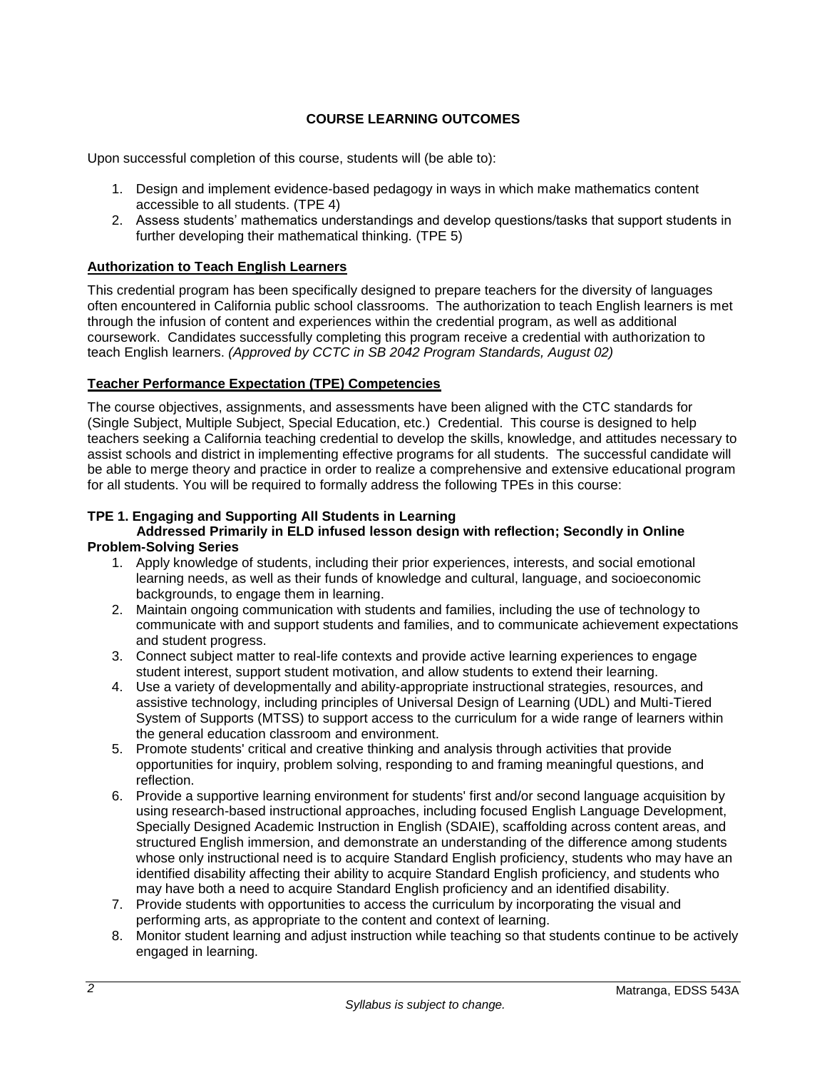## COURSE LEARNING OUTCOMES

Upon successful completion of this course, students will (be able to):

1. Design and implement evidence-based pedagogy in ways in which make mathematics content accessible to all students. (TPE 4)
2. Assess students' mathematics understandings and develop questions/tasks that support students in further developing their mathematical thinking. (TPE 5)

### Authorization to Teach English Learners

This credential program has been specifically designed to prepare teachers for the diversity of languages often encountered in California public school classrooms. The authorization to teach English learners is met through the infusion of content and experiences within the credential program, as well as additional coursework. Candidates successfully completing this program receive a credential with authorization to teach English learners. *(Approved by CCTC in SB 2042 Program Standards, August 02)*

### Teacher Performance Expectation (TPE) Competencies

The course objectives, assignments, and assessments have been aligned with the CTC standards for (Single Subject, Multiple Subject, Special Education, etc.) Credential. This course is designed to help teachers seeking a California teaching credential to develop the skills, knowledge, and attitudes necessary to assist schools and district in implementing effective programs for all students. The successful candidate will be able to merge theory and practice in order to realize a comprehensive and extensive educational program for all students. You will be required to formally address the following TPEs in this course:

**TPE 1. Engaging and Supporting All Students in Learning**
**Addressed Primarily in ELD infused lesson design with reflection; Secondly in Online Problem-Solving Series**

1. Apply knowledge of students, including their prior experiences, interests, and social emotional learning needs, as well as their funds of knowledge and cultural, language, and socioeconomic backgrounds, to engage them in learning.
2. Maintain ongoing communication with students and families, including the use of technology to communicate with and support students and families, and to communicate achievement expectations and student progress.
3. Connect subject matter to real-life contexts and provide active learning experiences to engage student interest, support student motivation, and allow students to extend their learning.
4. Use a variety of developmentally and ability-appropriate instructional strategies, resources, and assistive technology, including principles of Universal Design of Learning (UDL) and Multi-Tiered System of Supports (MTSS) to support access to the curriculum for a wide range of learners within the general education classroom and environment.
5. Promote students' critical and creative thinking and analysis through activities that provide opportunities for inquiry, problem solving, responding to and framing meaningful questions, and reflection.
6. Provide a supportive learning environment for students' first and/or second language acquisition by using research-based instructional approaches, including focused English Language Development, Specially Designed Academic Instruction in English (SDAIE), scaffolding across content areas, and structured English immersion, and demonstrate an understanding of the difference among students whose only instructional need is to acquire Standard English proficiency, students who may have an identified disability affecting their ability to acquire Standard English proficiency, and students who may have both a need to acquire Standard English proficiency and an identified disability.
7. Provide students with opportunities to access the curriculum by incorporating the visual and performing arts, as appropriate to the content and context of learning.
8. Monitor student learning and adjust instruction while teaching so that students continue to be actively engaged in learning.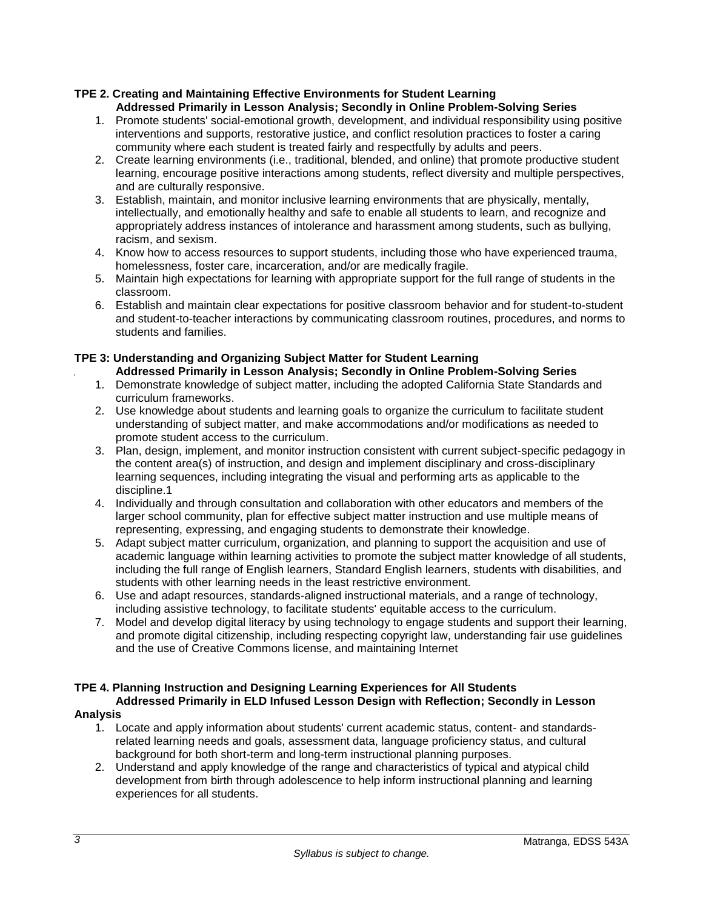**TPE 2. Creating and Maintaining Effective Environments for Student Learning**
**Addressed Primarily in Lesson Analysis; Secondly in Online Problem-Solving Series**

1. Promote students' social-emotional growth, development, and individual responsibility using positive interventions and supports, restorative justice, and conflict resolution practices to foster a caring community where each student is treated fairly and respectfully by adults and peers.
2. Create learning environments (i.e., traditional, blended, and online) that promote productive student learning, encourage positive interactions among students, reflect diversity and multiple perspectives, and are culturally responsive.
3. Establish, maintain, and monitor inclusive learning environments that are physically, mentally, intellectually, and emotionally healthy and safe to enable all students to learn, and recognize and appropriately address instances of intolerance and harassment among students, such as bullying, racism, and sexism.
4. Know how to access resources to support students, including those who have experienced trauma, homelessness, foster care, incarceration, and/or are medically fragile.
5. Maintain high expectations for learning with appropriate support for the full range of students in the classroom.
6. Establish and maintain clear expectations for positive classroom behavior and for student-to-student and student-to-teacher interactions by communicating classroom routines, procedures, and norms to students and families.

**TPE 3: Understanding and Organizing Subject Matter for Student Learning**
**Addressed Primarily in Lesson Analysis; Secondly in Online Problem-Solving Series**

1. Demonstrate knowledge of subject matter, including the adopted California State Standards and curriculum frameworks.
2. Use knowledge about students and learning goals to organize the curriculum to facilitate student understanding of subject matter, and make accommodations and/or modifications as needed to promote student access to the curriculum.
3. Plan, design, implement, and monitor instruction consistent with current subject-specific pedagogy in the content area(s) of instruction, and design and implement disciplinary and cross-disciplinary learning sequences, including integrating the visual and performing arts as applicable to the discipline.1
4. Individually and through consultation and collaboration with other educators and members of the larger school community, plan for effective subject matter instruction and use multiple means of representing, expressing, and engaging students to demonstrate their knowledge.
5. Adapt subject matter curriculum, organization, and planning to support the acquisition and use of academic language within learning activities to promote the subject matter knowledge of all students, including the full range of English learners, Standard English learners, students with disabilities, and students with other learning needs in the least restrictive environment.
6. Use and adapt resources, standards-aligned instructional materials, and a range of technology, including assistive technology, to facilitate students' equitable access to the curriculum.
7. Model and develop digital literacy by using technology to engage students and support their learning, and promote digital citizenship, including respecting copyright law, understanding fair use guidelines and the use of Creative Commons license, and maintaining Internet

**TPE 4. Planning Instruction and Designing Learning Experiences for All Students**
**Addressed Primarily in ELD Infused Lesson Design with Reflection; Secondly in Lesson Analysis**

1. Locate and apply information about students' current academic status, content- and standards-related learning needs and goals, assessment data, language proficiency status, and cultural background for both short-term and long-term instructional planning purposes.
2. Understand and apply knowledge of the range and characteristics of typical and atypical child development from birth through adolescence to help inform instructional planning and learning experiences for all students.

*Syllabus is subject to change.*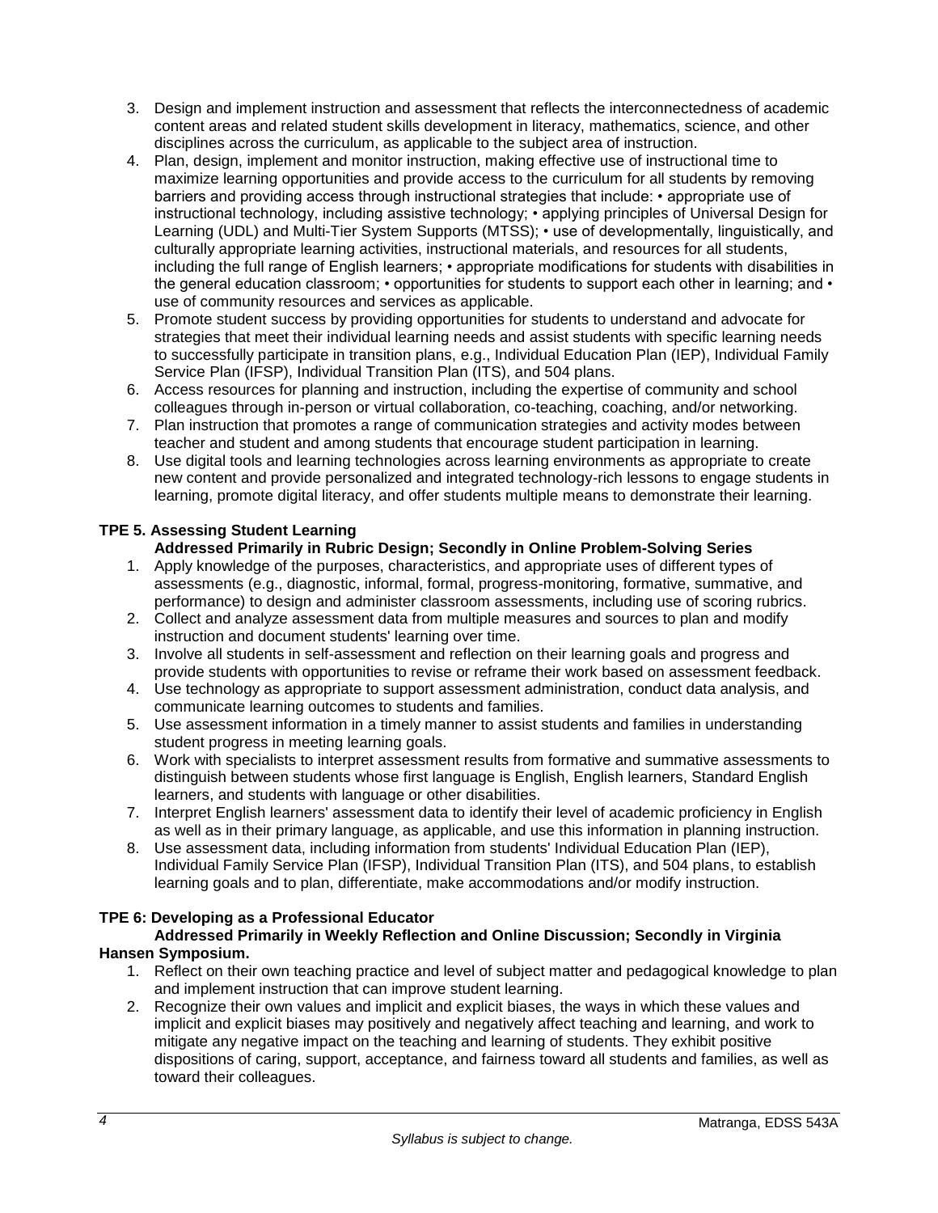3. Design and implement instruction and assessment that reflects the interconnectedness of academic content areas and related student skills development in literacy, mathematics, science, and other disciplines across the curriculum, as applicable to the subject area of instruction.
4. Plan, design, implement and monitor instruction, making effective use of instructional time to maximize learning opportunities and provide access to the curriculum for all students by removing barriers and providing access through instructional strategies that include: • appropriate use of instructional technology, including assistive technology; • applying principles of Universal Design for Learning (UDL) and Multi-Tier System Supports (MTSS); • use of developmentally, linguistically, and culturally appropriate learning activities, instructional materials, and resources for all students, including the full range of English learners; • appropriate modifications for students with disabilities in the general education classroom; • opportunities for students to support each other in learning; and • use of community resources and services as applicable.
5. Promote student success by providing opportunities for students to understand and advocate for strategies that meet their individual learning needs and assist students with specific learning needs to successfully participate in transition plans, e.g., Individual Education Plan (IEP), Individual Family Service Plan (IFSP), Individual Transition Plan (ITS), and 504 plans.
6. Access resources for planning and instruction, including the expertise of community and school colleagues through in-person or virtual collaboration, co-teaching, coaching, and/or networking.
7. Plan instruction that promotes a range of communication strategies and activity modes between teacher and student and among students that encourage student participation in learning.
8. Use digital tools and learning technologies across learning environments as appropriate to create new content and provide personalized and integrated technology-rich lessons to engage students in learning, promote digital literacy, and offer students multiple means to demonstrate their learning.

**TPE 5. Assessing Student Learning**

**Addressed Primarily in Rubric Design; Secondly in Online Problem-Solving Series**

1. Apply knowledge of the purposes, characteristics, and appropriate uses of different types of assessments (e.g., diagnostic, informal, formal, progress-monitoring, formative, summative, and performance) to design and administer classroom assessments, including use of scoring rubrics.
2. Collect and analyze assessment data from multiple measures and sources to plan and modify instruction and document students' learning over time.
3. Involve all students in self-assessment and reflection on their learning goals and progress and provide students with opportunities to revise or reframe their work based on assessment feedback.
4. Use technology as appropriate to support assessment administration, conduct data analysis, and communicate learning outcomes to students and families.
5. Use assessment information in a timely manner to assist students and families in understanding student progress in meeting learning goals.
6. Work with specialists to interpret assessment results from formative and summative assessments to distinguish between students whose first language is English, English learners, Standard English learners, and students with language or other disabilities.
7. Interpret English learners' assessment data to identify their level of academic proficiency in English as well as in their primary language, as applicable, and use this information in planning instruction.
8. Use assessment data, including information from students' Individual Education Plan (IEP), Individual Family Service Plan (IFSP), Individual Transition Plan (ITS), and 504 plans, to establish learning goals and to plan, differentiate, make accommodations and/or modify instruction.

**TPE 6: Developing as a Professional Educator**

**Addressed Primarily in Weekly Reflection and Online Discussion; Secondly in Virginia Hansen Symposium.**

1. Reflect on their own teaching practice and level of subject matter and pedagogical knowledge to plan and implement instruction that can improve student learning.
2. Recognize their own values and implicit and explicit biases, the ways in which these values and implicit and explicit biases may positively and negatively affect teaching and learning, and work to mitigate any negative impact on the teaching and learning of students. They exhibit positive dispositions of caring, support, acceptance, and fairness toward all students and families, as well as toward their colleagues.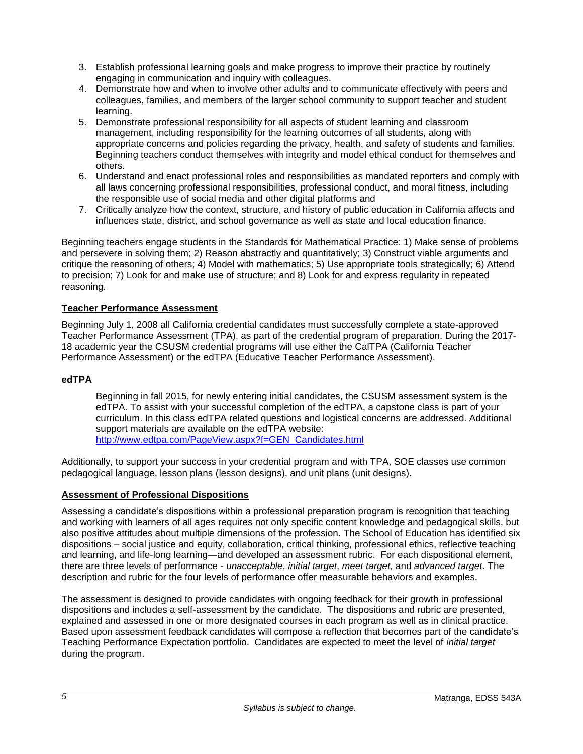3. Establish professional learning goals and make progress to improve their practice by routinely engaging in communication and inquiry with colleagues.
4. Demonstrate how and when to involve other adults and to communicate effectively with peers and colleagues, families, and members of the larger school community to support teacher and student learning.
5. Demonstrate professional responsibility for all aspects of student learning and classroom management, including responsibility for the learning outcomes of all students, along with appropriate concerns and policies regarding the privacy, health, and safety of students and families. Beginning teachers conduct themselves with integrity and model ethical conduct for themselves and others.
6. Understand and enact professional roles and responsibilities as mandated reporters and comply with all laws concerning professional responsibilities, professional conduct, and moral fitness, including the responsible use of social media and other digital platforms and
7. Critically analyze how the context, structure, and history of public education in California affects and influences state, district, and school governance as well as state and local education finance.

Beginning teachers engage students in the Standards for Mathematical Practice: 1) Make sense of problems and persevere in solving them; 2) Reason abstractly and quantitatively; 3) Construct viable arguments and critique the reasoning of others; 4) Model with mathematics; 5) Use appropriate tools strategically; 6) Attend to precision; 7) Look for and make use of structure; and 8) Look for and express regularity in repeated reasoning.

## Teacher Performance Assessment

Beginning July 1, 2008 all California credential candidates must successfully complete a state-approved Teacher Performance Assessment (TPA), as part of the credential program of preparation. During the 2017-18 academic year the CSUSM credential programs will use either the CalTPA (California Teacher Performance Assessment) or the edTPA (Educative Teacher Performance Assessment).

### edTPA

Beginning in fall 2015, for newly entering initial candidates, the CSUSM assessment system is the edTPA. To assist with your successful completion of the edTPA, a capstone class is part of your curriculum. In this class edTPA related questions and logistical concerns are addressed. Additional support materials are available on the edTPA website: [http://www.edtpa.com/PageView.aspx?f=GEN_Candidates.html](http://www.edtpa.com/PageView.aspx?f=GEN_Candidates.html)

Additionally, to support your success in your credential program and with TPA, SOE classes use common pedagogical language, lesson plans (lesson designs), and unit plans (unit designs).

## Assessment of Professional Dispositions

Assessing a candidate's dispositions within a professional preparation program is recognition that teaching and working with learners of all ages requires not only specific content knowledge and pedagogical skills, but also positive attitudes about multiple dimensions of the profession. The School of Education has identified six dispositions – social justice and equity, collaboration, critical thinking, professional ethics, reflective teaching and learning, and life-long learning—and developed an assessment rubric. For each dispositional element, there are three levels of performance - *unacceptable*, *initial target*, *meet target,* and *advanced target*. The description and rubric for the four levels of performance offer measurable behaviors and examples.

The assessment is designed to provide candidates with ongoing feedback for their growth in professional dispositions and includes a self-assessment by the candidate. The dispositions and rubric are presented, explained and assessed in one or more designated courses in each program as well as in clinical practice. Based upon assessment feedback candidates will compose a reflection that becomes part of the candidate's Teaching Performance Expectation portfolio. Candidates are expected to meet the level of *initial target* during the program.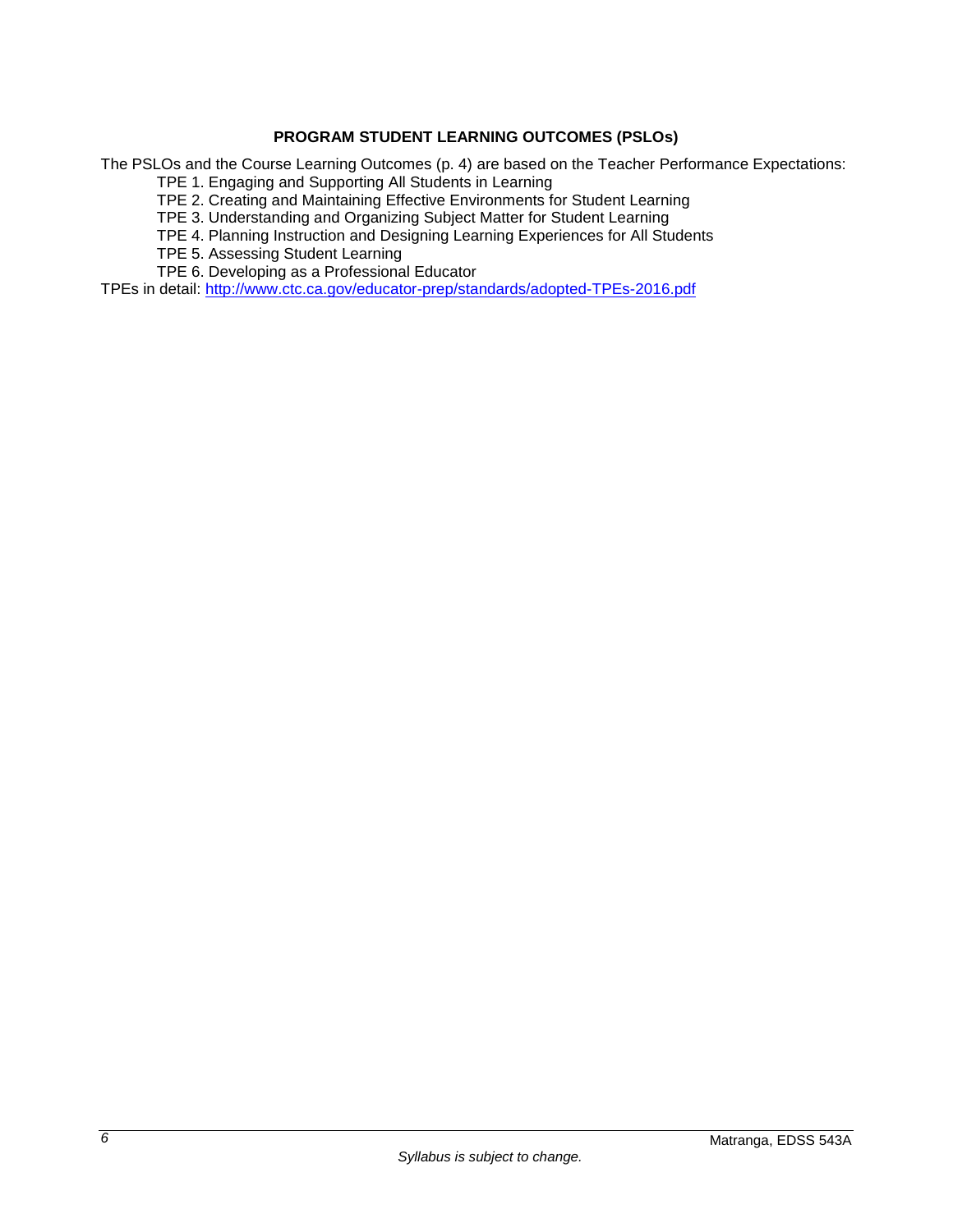**PROGRAM STUDENT LEARNING OUTCOMES (PSLOs)**

The PSLOs and the Course Learning Outcomes (p. 4) are based on the Teacher Performance Expectations:

- TPE 1. Engaging and Supporting All Students in Learning
- TPE 2. Creating and Maintaining Effective Environments for Student Learning
- TPE 3. Understanding and Organizing Subject Matter for Student Learning
- TPE 4. Planning Instruction and Designing Learning Experiences for All Students
- TPE 5. Assessing Student Learning
- TPE 6. Developing as a Professional Educator

TPEs in detail: [http://www.ctc.ca.gov/educator-prep/standards/adopted-TPEs-2016.pdf](http://www.ctc.ca.gov/educator-prep/standards/adopted-TPEs-2016.pdf)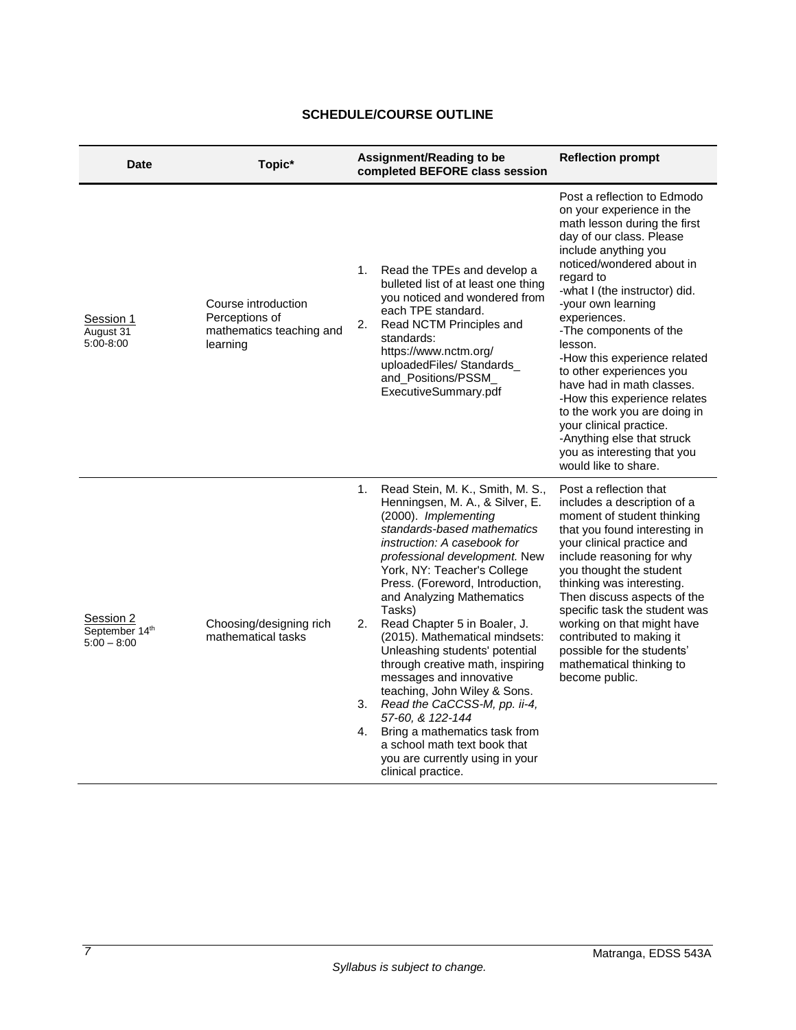**SCHEDULE/COURSE OUTLINE**

| Date | Topic* | Assignment/Reading to be completed BEFORE class session | Reflection prompt |
|---|---|---|---|
| Session 1<br>August 31<br>5:00-8:00 | Course introduction Perceptions of mathematics teaching and learning | 1. Read the TPEs and develop a bulleted list of at least one thing you noticed and wondered from each TPE standard.<br>2. Read NCTM Principles and standards: https://www.nctm.org/uploadedFiles/Standards_and_Positions/PSSM_ExecutiveSummary.pdf | Post a reflection to Edmodo on your experience in the math lesson during the first day of our class. Please include anything you noticed/wondered about in regard to<br>-what I (the instructor) did.<br>-your own learning experiences.<br>-The components of the lesson.<br>-How this experience related to other experiences you have had in math classes.<br>-How this experience relates to the work you are doing in your clinical practice.<br>-Anything else that struck you as interesting that you would like to share. |
| Session 2<br>September 14th<br>5:00 – 8:00 | Choosing/designing rich mathematical tasks | 1. Read Stein, M. K., Smith, M. S., Henningsen, M. A., & Silver, E. (2000). *Implementing standards-based mathematics instruction: A casebook for professional development.* New York, NY: Teacher's College Press. (Foreword, Introduction, and Analyzing Mathematics Tasks)<br>2. Read Chapter 5 in Boaler, J. (2015). Mathematical mindsets: Unleashing students' potential through creative math, inspiring messages and innovative teaching, John Wiley & Sons.<br>3. *Read the CaCCSS-M, pp. ii-4, 57-60, & 122-144*<br>4. Bring a mathematics task from a school math text book that you are currently using in your clinical practice. | Post a reflection that includes a description of a moment of student thinking that you found interesting in your clinical practice and include reasoning for why you thought the student thinking was interesting. Then discuss aspects of the specific task the student was working on that might have contributed to making it possible for the students' mathematical thinking to become public. |

*Syllabus is subject to change.*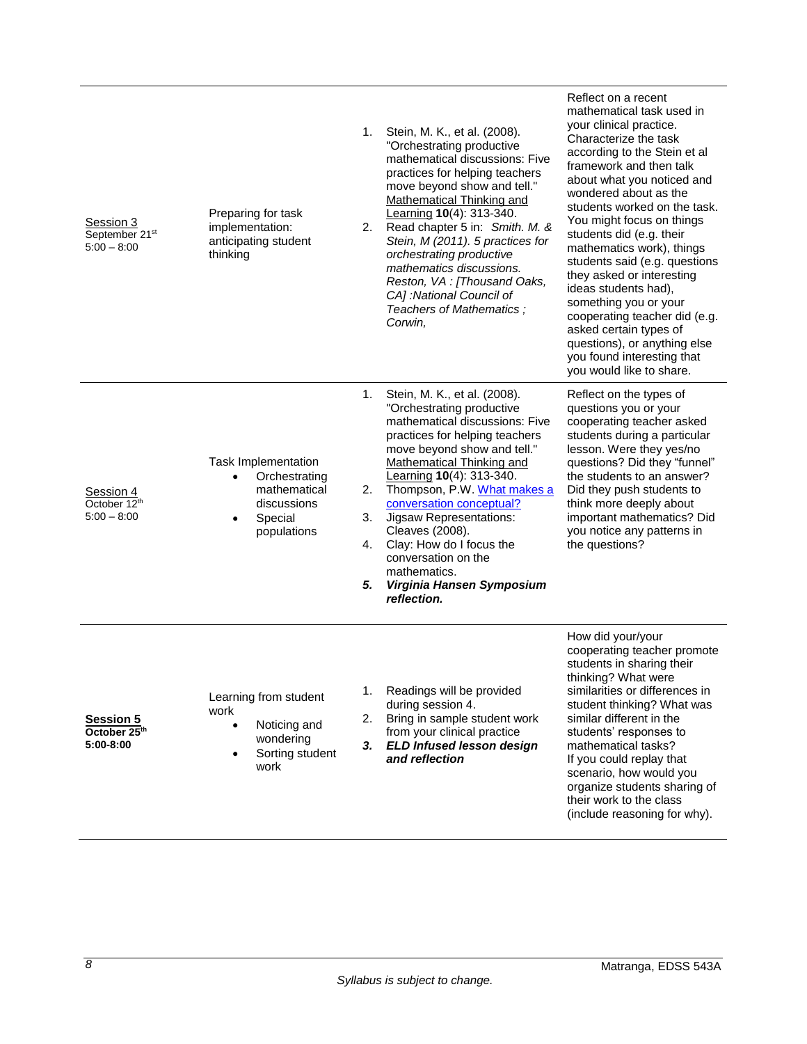| | | | |
|---|---|---|---|
| <u>Session 3</u><br>September 21st<br>5:00 – 8:00 | Preparing for task implementation: anticipating student thinking | 1. Stein, M. K., et al. (2008). "Orchestrating productive mathematical discussions: Five practices for helping teachers move beyond show and tell." <u>Mathematical Thinking and Learning</u> **10**(4): 313-340.<br>2. Read chapter 5 in: *Smith. M. & Stein, M (2011). 5 practices for orchestrating productive mathematics discussions. Reston, VA : [Thousand Oaks, CA] :National Council of Teachers of Mathematics ; Corwin,* | Reflect on a recent mathematical task used in your clinical practice. Characterize the task according to the Stein et al framework and then talk about what you noticed and wondered about as the students worked on the task. You might focus on things students did (e.g. their mathematics work), things students said (e.g. questions they asked or interesting ideas students had), something you or your cooperating teacher did (e.g. asked certain types of questions), or anything else you found interesting that you would like to share. |
| <u>Session 4</u><br>October 12th<br>5:00 – 8:00 | Task Implementation<br>• Orchestrating mathematical discussions<br>• Special populations | 1. Stein, M. K., et al. (2008). "Orchestrating productive mathematical discussions: Five practices for helping teachers move beyond show and tell." <u>Mathematical Thinking and Learning</u> **10**(4): 313-340.<br>2. Thompson, P.W. What makes a conversation conceptual?<br>3. Jigsaw Representations: Cleaves (2008).<br>4. Clay: How do I focus the conversation on the mathematics.<br>***5. Virginia Hansen Symposium reflection.*** | Reflect on the types of questions you or your cooperating teacher asked students during a particular lesson. Were they yes/no questions? Did they "funnel" the students to an answer? Did they push students to think more deeply about important mathematics? Did you notice any patterns in the questions? |
| **<u>Session 5</u>**<br>**October 25th**<br>**5:00-8:00** | Learning from student work<br>• Noticing and wondering<br>• Sorting student work | 1. Readings will be provided during session 4.<br>2. Bring in sample student work from your clinical practice<br>***3. ELD Infused lesson design and reflection*** | How did your/your cooperating teacher promote students in sharing their thinking? What were similarities or differences in student thinking? What was similar different in the students' responses to mathematical tasks?<br>If you could replay that scenario, how would you organize students sharing of their work to the class (include reasoning for why). |

Matranga, EDSS 543A

*Syllabus is subject to change.*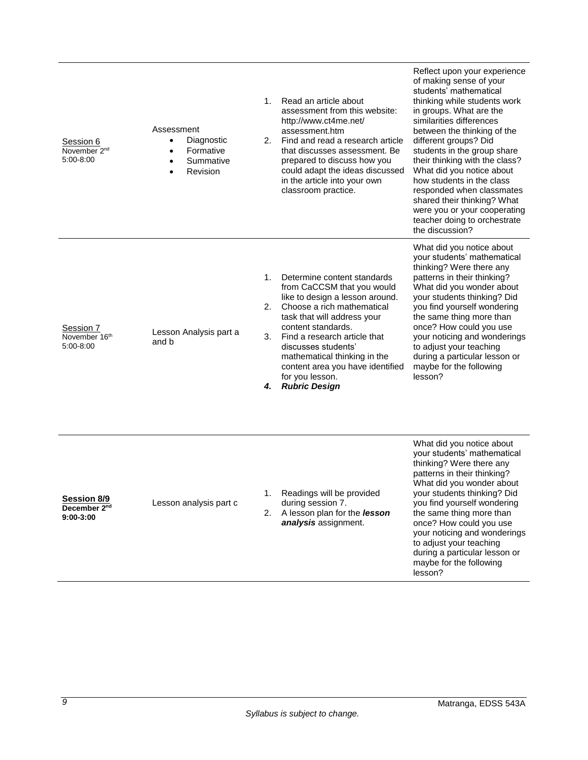| | | | |
|---|---|---|---|
| Session 6<br>November 2nd<br>5:00-8:00 | Assessment<br>• Diagnostic<br>• Formative<br>• Summative<br>• Revision | 1. Read an article about assessment from this website: http://www.ct4me.net/assessment.htm<br>2. Find and read a research article that discusses assessment. Be prepared to discuss how you could adapt the ideas discussed in the article into your own classroom practice. | Reflect upon your experience of making sense of your students' mathematical thinking while students work in groups. What are the similarities differences between the thinking of the different groups? Did students in the group share their thinking with the class? What did you notice about how students in the class responded when classmates shared their thinking? What were you or your cooperating teacher doing to orchestrate the discussion? |
| Session 7<br>November 16th<br>5:00-8:00 | Lesson Analysis part a and b | 1. Determine content standards from CaCCSM that you would like to design a lesson around.<br>2. Choose a rich mathematical task that will address your content standards.<br>3. Find a research article that discusses students' mathematical thinking in the content area you have identified for you lesson.<br>***4. Rubric Design*** | What did you notice about your students' mathematical thinking? Were there any patterns in their thinking? What did you wonder about your students thinking? Did you find yourself wondering the same thing more than once? How could you use your noticing and wonderings to adjust your teaching during a particular lesson or maybe for the following lesson? |
| **Session 8/9**<br>**December 2nd**<br>**9:00-3:00** | Lesson analysis part c | 1. Readings will be provided during session 7.<br>2. A lesson plan for the ***lesson analysis*** assignment. | What did you notice about your students' mathematical thinking? Were there any patterns in their thinking? What did you wonder about your students thinking? Did you find yourself wondering the same thing more than once? How could you use your noticing and wonderings to adjust your teaching during a particular lesson or maybe for the following lesson? |

*Syllabus is subject to change.*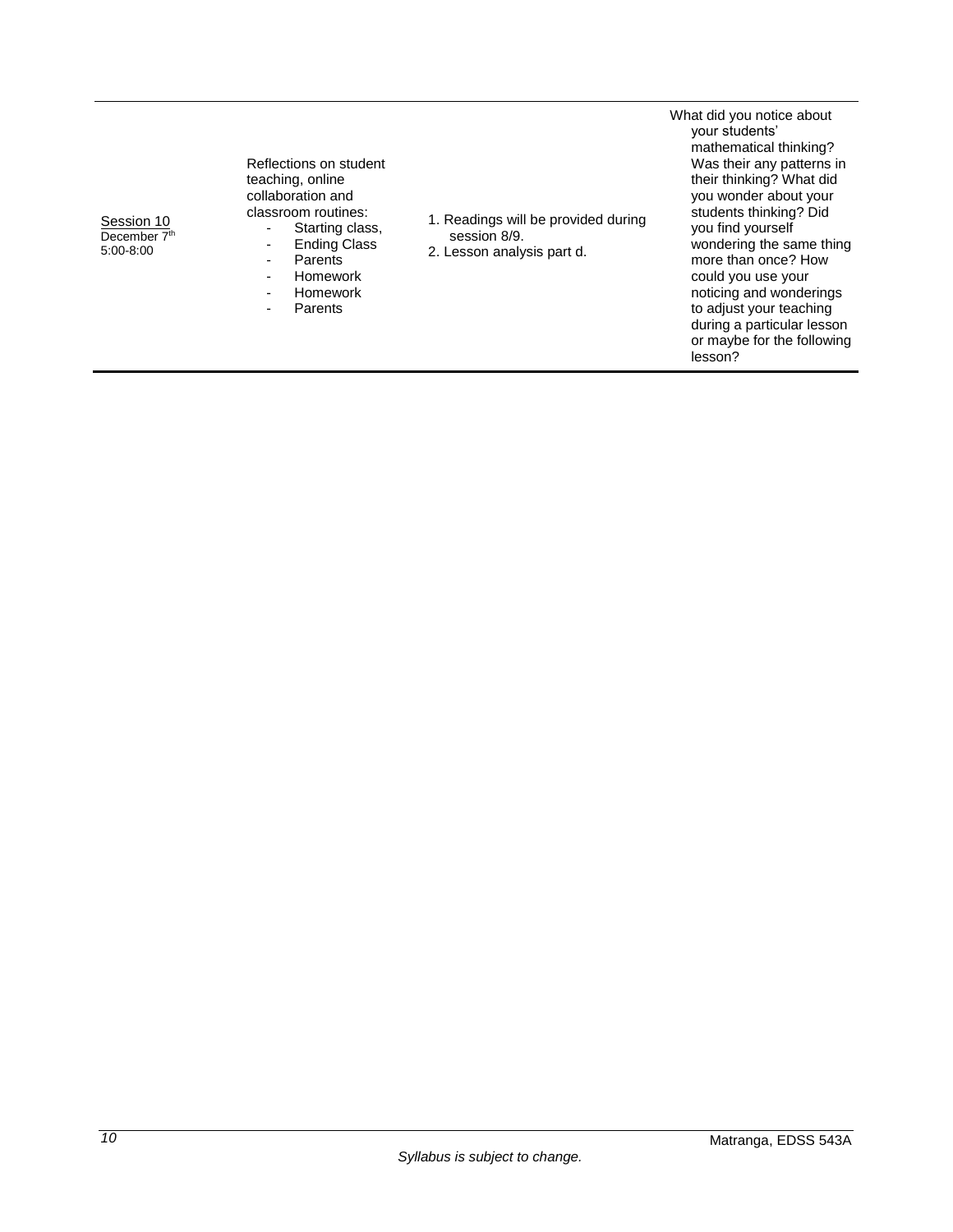| | | | |
|---|---|---|---|
| Session 10<br>December 7th<br>5:00-8:00 | Reflections on student teaching, online collaboration and classroom routines:<br>- Starting class,<br>- Ending Class<br>- Parents<br>- Homework<br>- Homework<br>- Parents | 1. Readings will be provided during session 8/9.<br>2. Lesson analysis part d. | What did you notice about your students' mathematical thinking? Was their any patterns in their thinking? What did you wonder about your students thinking? Did you find yourself wondering the same thing more than once? How could you use your noticing and wonderings to adjust your teaching during a particular lesson or maybe for the following lesson? |

*Syllabus is subject to change.*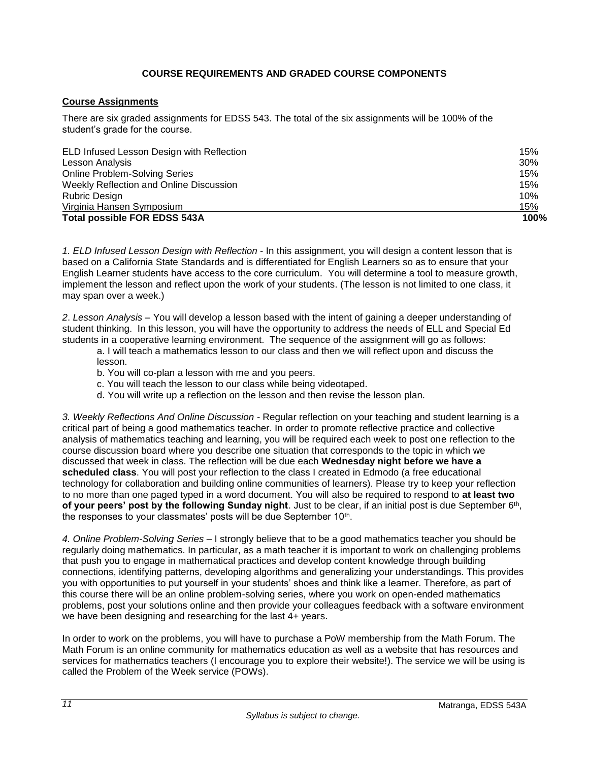### COURSE REQUIREMENTS AND GRADED COURSE COMPONENTS

**Course Assignments**

There are six graded assignments for EDSS 543. The total of the six assignments will be 100% of the student's grade for the course.

| Assignment | Weight |
|---|---|
| ELD Infused Lesson Design with Reflection | 15% |
| Lesson Analysis | 30% |
| Online Problem-Solving Series | 15% |
| Weekly Reflection and Online Discussion | 15% |
| Rubric Design | 10% |
| Virginia Hansen Symposium | 15% |
| **Total possible FOR EDSS 543A** | **100%** |

*1. ELD Infused Lesson Design with Reflection* - In this assignment, you will design a content lesson that is based on a California State Standards and is differentiated for English Learners so as to ensure that your English Learner students have access to the core curriculum. You will determine a tool to measure growth, implement the lesson and reflect upon the work of your students. (The lesson is not limited to one class, it may span over a week.)

*2. Lesson Analysis* – You will develop a lesson based with the intent of gaining a deeper understanding of student thinking. In this lesson, you will have the opportunity to address the needs of ELL and Special Ed students in a cooperative learning environment. The sequence of the assignment will go as follows:

a. I will teach a mathematics lesson to our class and then we will reflect upon and discuss the lesson.
b. You will co-plan a lesson with me and you peers.
c. You will teach the lesson to our class while being videotaped.
d. You will write up a reflection on the lesson and then revise the lesson plan.

*3. Weekly Reflections And Online Discussion* - Regular reflection on your teaching and student learning is a critical part of being a good mathematics teacher. In order to promote reflective practice and collective analysis of mathematics teaching and learning, you will be required each week to post one reflection to the course discussion board where you describe one situation that corresponds to the topic in which we discussed that week in class. The reflection will be due each **Wednesday night before we have a scheduled class**. You will post your reflection to the class I created in Edmodo (a free educational technology for collaboration and building online communities of learners). Please try to keep your reflection to no more than one paged typed in a word document. You will also be required to respond to **at least two of your peers' post by the following Sunday night**. Just to be clear, if an initial post is due September 6th, the responses to your classmates' posts will be due September 10th.

*4. Online Problem-Solving Series* – I strongly believe that to be a good mathematics teacher you should be regularly doing mathematics. In particular, as a math teacher it is important to work on challenging problems that push you to engage in mathematical practices and develop content knowledge through building connections, identifying patterns, developing algorithms and generalizing your understandings. This provides you with opportunities to put yourself in your students' shoes and think like a learner. Therefore, as part of this course there will be an online problem-solving series, where you work on open-ended mathematics problems, post your solutions online and then provide your colleagues feedback with a software environment we have been designing and researching for the last 4+ years.

In order to work on the problems, you will have to purchase a PoW membership from the Math Forum. The Math Forum is an online community for mathematics education as well as a website that has resources and services for mathematics teachers (I encourage you to explore their website!). The service we will be using is called the Problem of the Week service (POWs).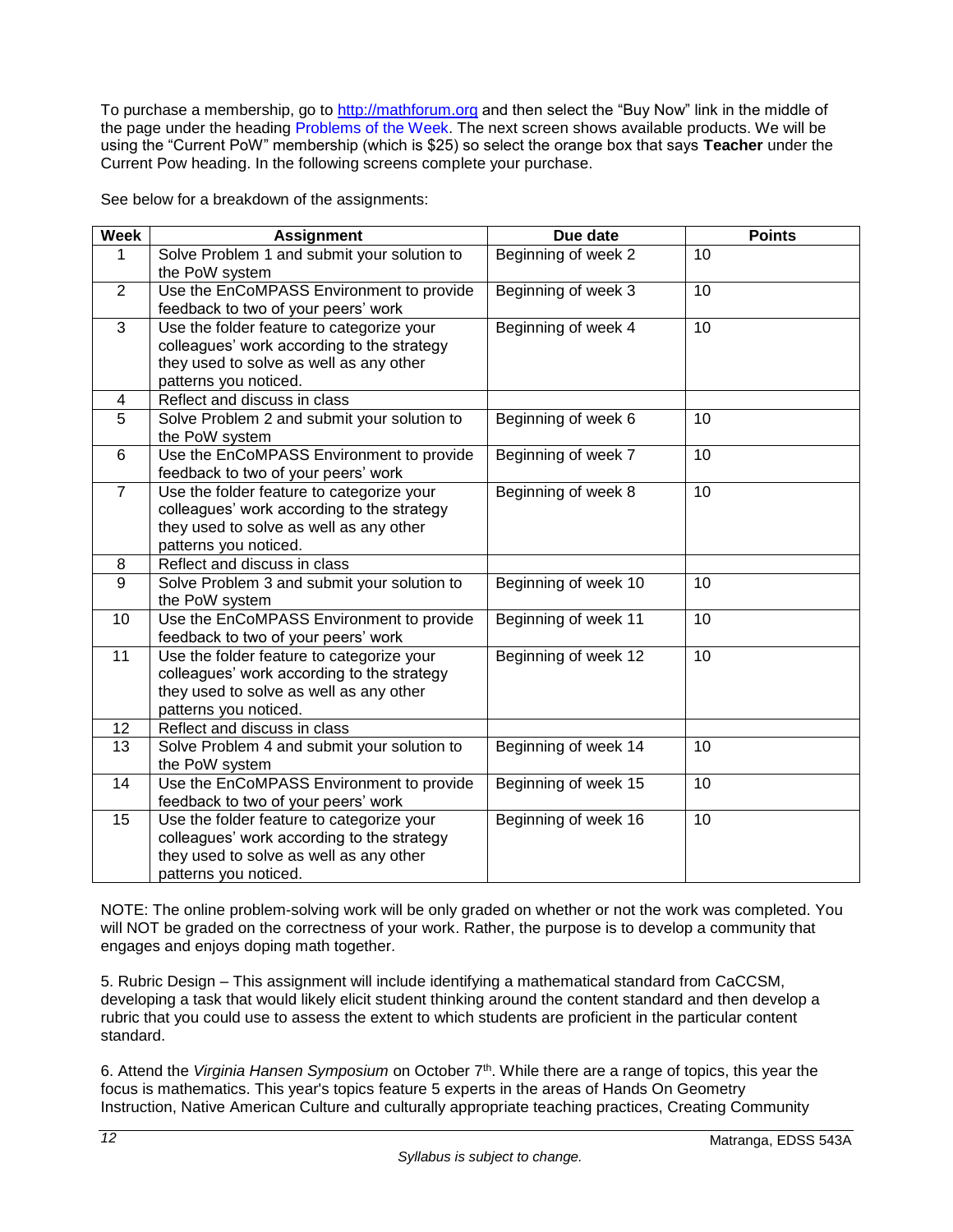To purchase a membership, go to http://mathforum.org and then select the "Buy Now" link in the middle of the page under the heading Problems of the Week. The next screen shows available products. We will be using the "Current PoW" membership (which is $25) so select the orange box that says **Teacher** under the Current Pow heading. In the following screens complete your purchase.

See below for a breakdown of the assignments:

| Week | Assignment | Due date | Points |
|---|---|---|---|
| 1 | Solve Problem 1 and submit your solution to the PoW system | Beginning of week 2 | 10 |
| 2 | Use the EnCoMPASS Environment to provide feedback to two of your peers' work | Beginning of week 3 | 10 |
| 3 | Use the folder feature to categorize your colleagues' work according to the strategy they used to solve as well as any other patterns you noticed. | Beginning of week 4 | 10 |
| 4 | Reflect and discuss in class | | |
| 5 | Solve Problem 2 and submit your solution to the PoW system | Beginning of week 6 | 10 |
| 6 | Use the EnCoMPASS Environment to provide feedback to two of your peers' work | Beginning of week 7 | 10 |
| 7 | Use the folder feature to categorize your colleagues' work according to the strategy they used to solve as well as any other patterns you noticed. | Beginning of week 8 | 10 |
| 8 | Reflect and discuss in class | | |
| 9 | Solve Problem 3 and submit your solution to the PoW system | Beginning of week 10 | 10 |
| 10 | Use the EnCoMPASS Environment to provide feedback to two of your peers' work | Beginning of week 11 | 10 |
| 11 | Use the folder feature to categorize your colleagues' work according to the strategy they used to solve as well as any other patterns you noticed. | Beginning of week 12 | 10 |
| 12 | Reflect and discuss in class | | |
| 13 | Solve Problem 4 and submit your solution to the PoW system | Beginning of week 14 | 10 |
| 14 | Use the EnCoMPASS Environment to provide feedback to two of your peers' work | Beginning of week 15 | 10 |
| 15 | Use the folder feature to categorize your colleagues' work according to the strategy they used to solve as well as any other patterns you noticed. | Beginning of week 16 | 10 |

NOTE: The online problem-solving work will be only graded on whether or not the work was completed. You will NOT be graded on the correctness of your work. Rather, the purpose is to develop a community that engages and enjoys doping math together.

5. Rubric Design – This assignment will include identifying a mathematical standard from CaCCSM, developing a task that would likely elicit student thinking around the content standard and then develop a rubric that you could use to assess the extent to which students are proficient in the particular content standard.

6. Attend the *Virginia Hansen Symposium* on October 7th. While there are a range of topics, this year the focus is mathematics. This year's topics feature 5 experts in the areas of Hands On Geometry Instruction, Native American Culture and culturally appropriate teaching practices, Creating Community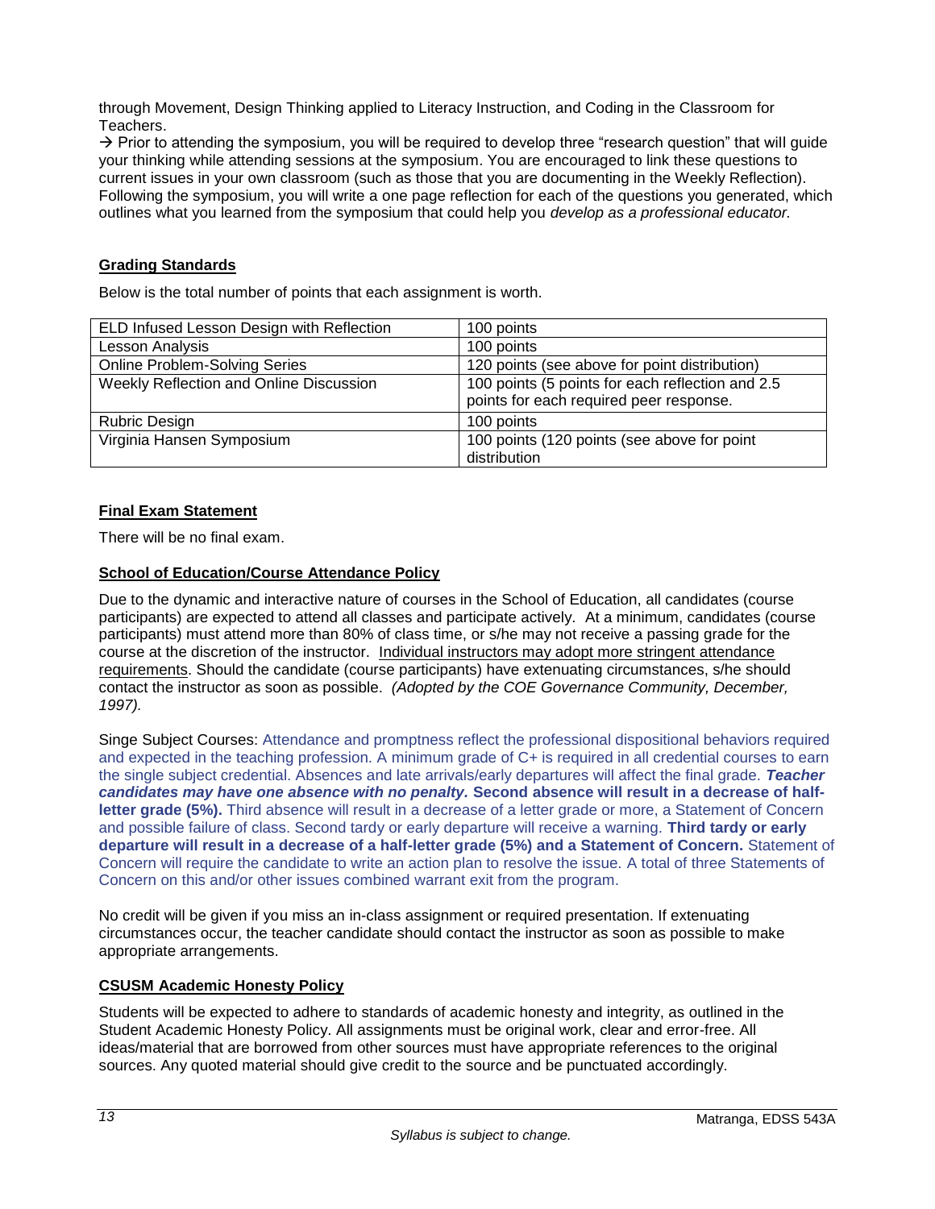through Movement, Design Thinking applied to Literacy Instruction, and Coding in the Classroom for Teachers.

→ Prior to attending the symposium, you will be required to develop three "research question" that will guide your thinking while attending sessions at the symposium. You are encouraged to link these questions to current issues in your own classroom (such as those that you are documenting in the Weekly Reflection). Following the symposium, you will write a one page reflection for each of the questions you generated, which outlines what you learned from the symposium that could help you *develop as a professional educator.*

## Grading Standards

Below is the total number of points that each assignment is worth.

| Assignment | Points |
|---|---|
| ELD Infused Lesson Design with Reflection | 100 points |
| Lesson Analysis | 100 points |
| Online Problem-Solving Series | 120 points (see above for point distribution) |
| Weekly Reflection and Online Discussion | 100 points (5 points for each reflection and 2.5 points for each required peer response. |
| Rubric Design | 100 points |
| Virginia Hansen Symposium | 100 points (120 points (see above for point distribution |

## Final Exam Statement

There will be no final exam.

## School of Education/Course Attendance Policy

Due to the dynamic and interactive nature of courses in the School of Education, all candidates (course participants) are expected to attend all classes and participate actively. At a minimum, candidates (course participants) must attend more than 80% of class time, or s/he may not receive a passing grade for the course at the discretion of the instructor. Individual instructors may adopt more stringent attendance requirements. Should the candidate (course participants) have extenuating circumstances, s/he should contact the instructor as soon as possible. *(Adopted by the COE Governance Community, December, 1997).*

Singe Subject Courses: Attendance and promptness reflect the professional dispositional behaviors required and expected in the teaching profession. A minimum grade of C+ is required in all credential courses to earn the single subject credential. Absences and late arrivals/early departures will affect the final grade. ***Teacher candidates may have one absence with no penalty.*** **Second absence will result in a decrease of half-letter grade (5%).** Third absence will result in a decrease of a letter grade or more, a Statement of Concern and possible failure of class. Second tardy or early departure will receive a warning. **Third tardy or early departure will result in a decrease of a half-letter grade (5%) and a Statement of Concern.** Statement of Concern will require the candidate to write an action plan to resolve the issue. A total of three Statements of Concern on this and/or other issues combined warrant exit from the program.

No credit will be given if you miss an in-class assignment or required presentation. If extenuating circumstances occur, the teacher candidate should contact the instructor as soon as possible to make appropriate arrangements.

## CSUSM Academic Honesty Policy

Students will be expected to adhere to standards of academic honesty and integrity, as outlined in the Student Academic Honesty Policy. All assignments must be original work, clear and error-free. All ideas/material that are borrowed from other sources must have appropriate references to the original sources. Any quoted material should give credit to the source and be punctuated accordingly.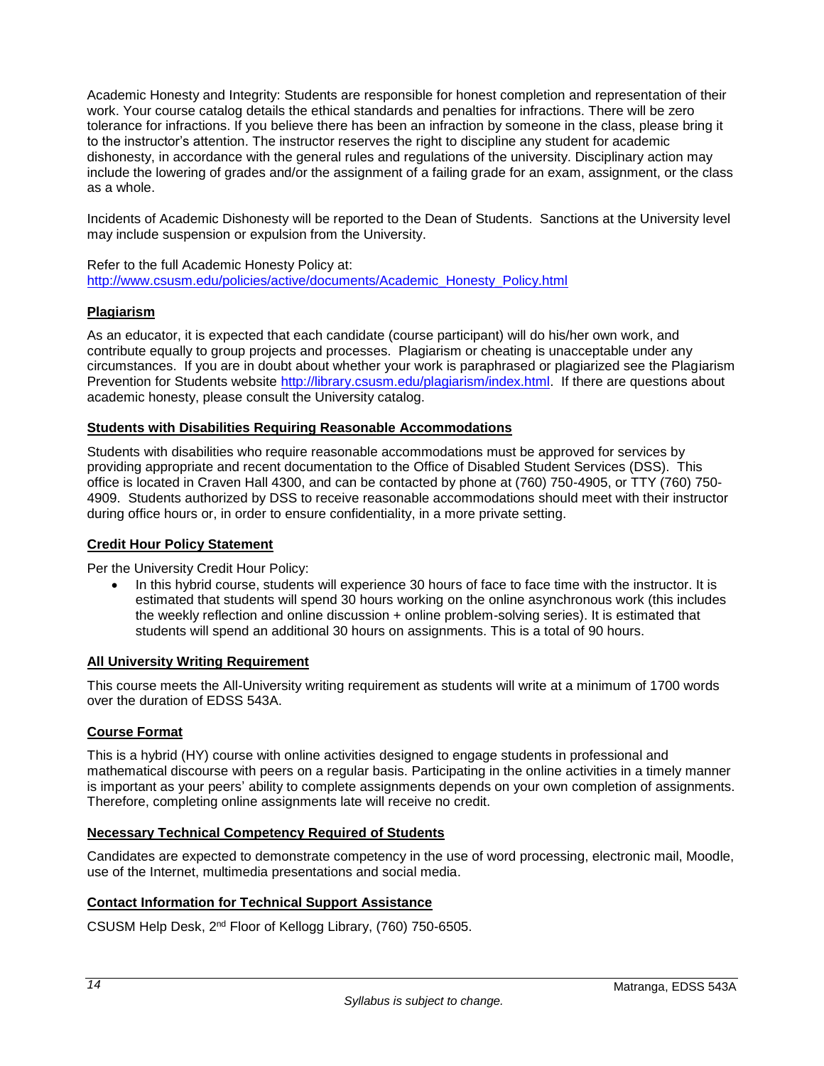Academic Honesty and Integrity: Students are responsible for honest completion and representation of their work. Your course catalog details the ethical standards and penalties for infractions. There will be zero tolerance for infractions. If you believe there has been an infraction by someone in the class, please bring it to the instructor's attention. The instructor reserves the right to discipline any student for academic dishonesty, in accordance with the general rules and regulations of the university. Disciplinary action may include the lowering of grades and/or the assignment of a failing grade for an exam, assignment, or the class as a whole.

Incidents of Academic Dishonesty will be reported to the Dean of Students. Sanctions at the University level may include suspension or expulsion from the University.

Refer to the full Academic Honesty Policy at:
[http://www.csusm.edu/policies/active/documents/Academic_Honesty_Policy.html](http://www.csusm.edu/policies/active/documents/Academic_Honesty_Policy.html)

### Plagiarism

As an educator, it is expected that each candidate (course participant) will do his/her own work, and contribute equally to group projects and processes. Plagiarism or cheating is unacceptable under any circumstances. If you are in doubt about whether your work is paraphrased or plagiarized see the Plagiarism Prevention for Students website [http://library.csusm.edu/plagiarism/index.html](http://library.csusm.edu/plagiarism/index.html). If there are questions about academic honesty, please consult the University catalog.

### Students with Disabilities Requiring Reasonable Accommodations

Students with disabilities who require reasonable accommodations must be approved for services by providing appropriate and recent documentation to the Office of Disabled Student Services (DSS). This office is located in Craven Hall 4300, and can be contacted by phone at (760) 750-4905, or TTY (760) 750-4909. Students authorized by DSS to receive reasonable accommodations should meet with their instructor during office hours or, in order to ensure confidentiality, in a more private setting.

### Credit Hour Policy Statement

Per the University Credit Hour Policy:

- In this hybrid course, students will experience 30 hours of face to face time with the instructor. It is estimated that students will spend 30 hours working on the online asynchronous work (this includes the weekly reflection and online discussion + online problem-solving series). It is estimated that students will spend an additional 30 hours on assignments. This is a total of 90 hours.

### All University Writing Requirement

This course meets the All-University writing requirement as students will write at a minimum of 1700 words over the duration of EDSS 543A.

### Course Format

This is a hybrid (HY) course with online activities designed to engage students in professional and mathematical discourse with peers on a regular basis. Participating in the online activities in a timely manner is important as your peers' ability to complete assignments depends on your own completion of assignments. Therefore, completing online assignments late will receive no credit.

### Necessary Technical Competency Required of Students

Candidates are expected to demonstrate competency in the use of word processing, electronic mail, Moodle, use of the Internet, multimedia presentations and social media.

### Contact Information for Technical Support Assistance

CSUSM Help Desk, 2nd Floor of Kellogg Library, (760) 750-6505.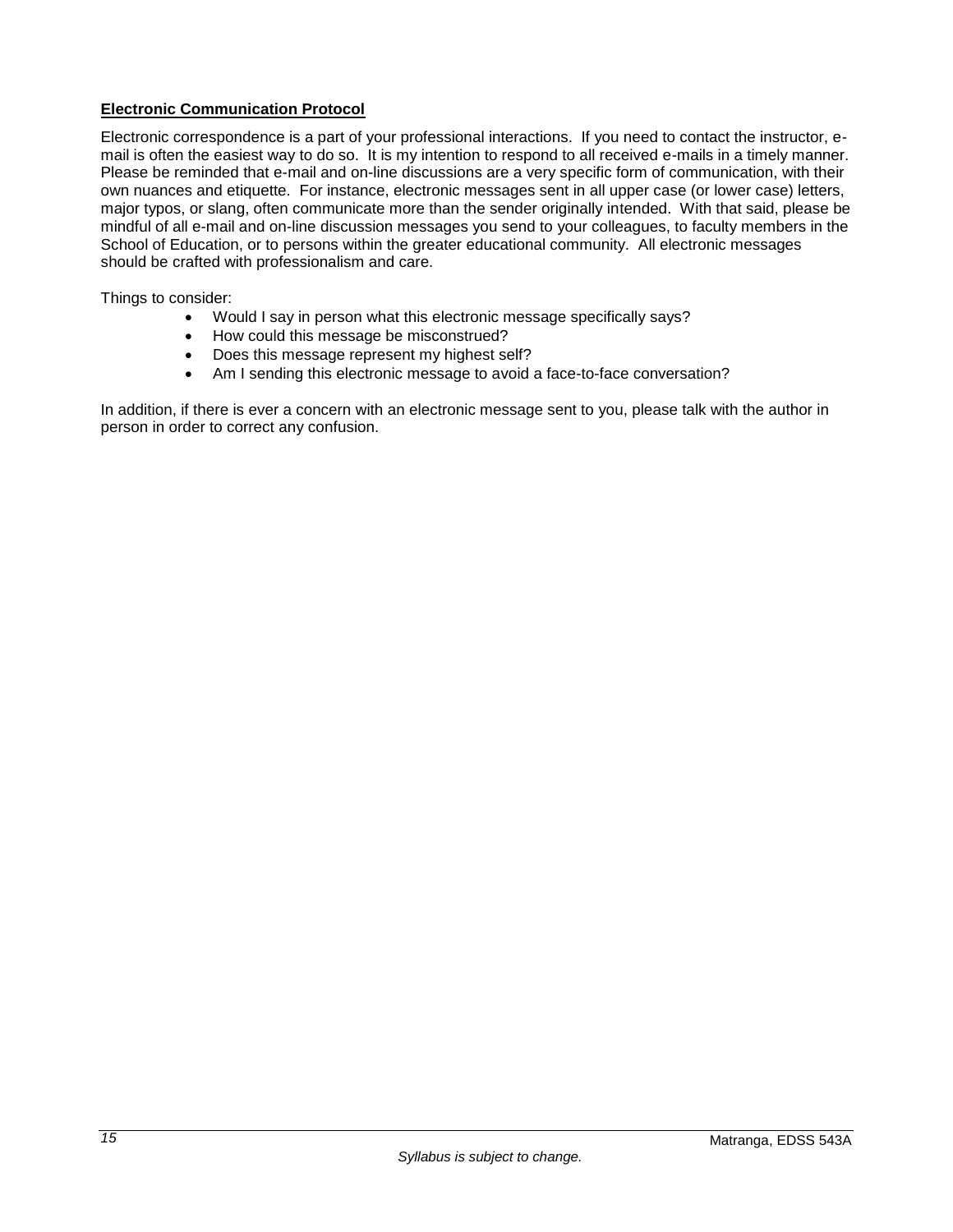**Electronic Communication Protocol**

Electronic correspondence is a part of your professional interactions. If you need to contact the instructor, e-mail is often the easiest way to do so. It is my intention to respond to all received e-mails in a timely manner. Please be reminded that e-mail and on-line discussions are a very specific form of communication, with their own nuances and etiquette. For instance, electronic messages sent in all upper case (or lower case) letters, major typos, or slang, often communicate more than the sender originally intended. With that said, please be mindful of all e-mail and on-line discussion messages you send to your colleagues, to faculty members in the School of Education, or to persons within the greater educational community. All electronic messages should be crafted with professionalism and care.

Things to consider:

- Would I say in person what this electronic message specifically says?
- How could this message be misconstrued?
- Does this message represent my highest self?
- Am I sending this electronic message to avoid a face-to-face conversation?

In addition, if there is ever a concern with an electronic message sent to you, please talk with the author in person in order to correct any confusion.